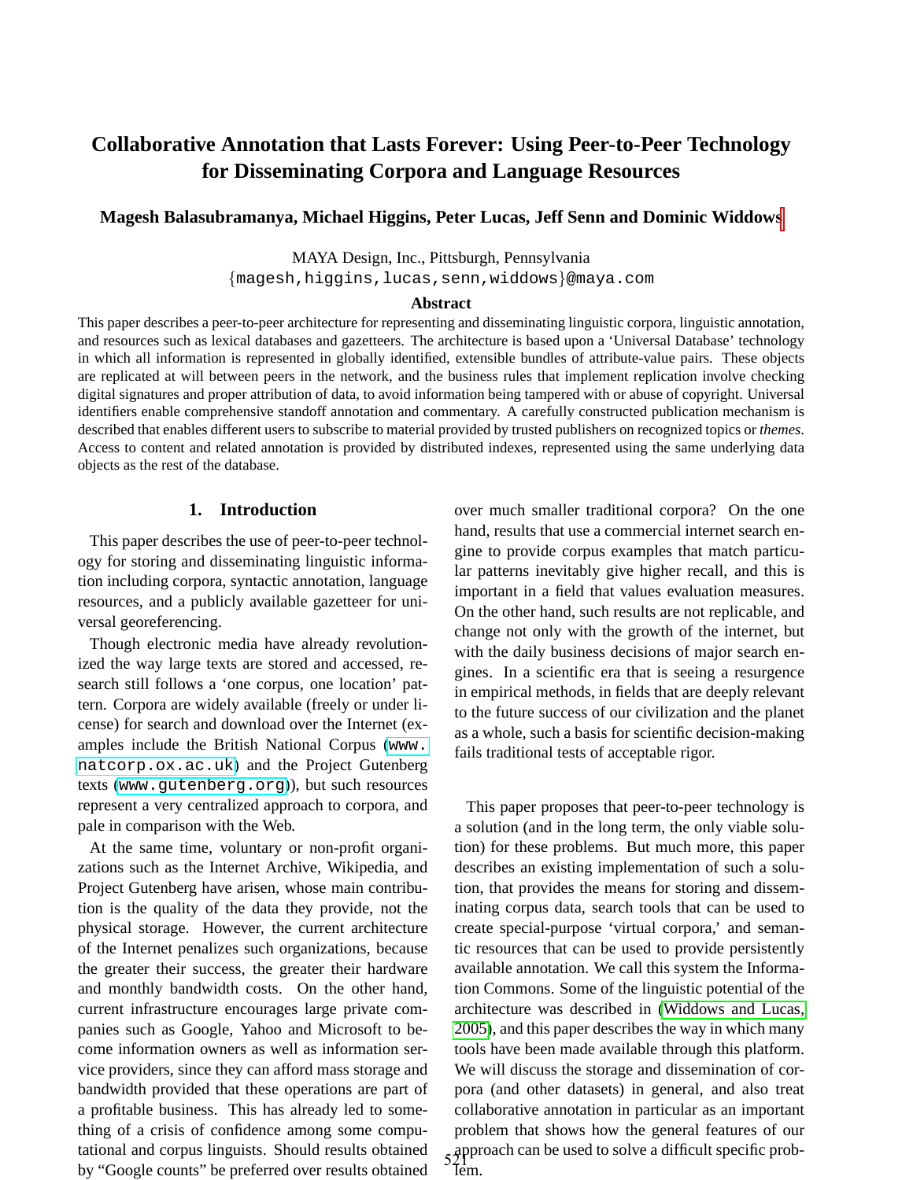# Collaborative Annotation that Lasts Forever: Using Peer-to-Peer Technology for Disseminating Corpora and Language Resources

**Magesh Balasubramanya, Michael Higgins, Peter Lucas, Jeff Senn and Dominic Widdows**

MAYA Design, Inc., Pittsburgh, Pennsylvania
{magesh,higgins,lucas,senn,widdows}@maya.com

### Abstract

This paper describes a peer-to-peer architecture for representing and disseminating linguistic corpora, linguistic annotation, and resources such as lexical databases and gazetteers. The architecture is based upon a 'Universal Database' technology in which all information is represented in globally identified, extensible bundles of attribute-value pairs. These objects are replicated at will between peers in the network, and the business rules that implement replication involve checking digital signatures and proper attribution of data, to avoid information being tampered with or abuse of copyright. Universal identifiers enable comprehensive standoff annotation and commentary. A carefully constructed publication mechanism is described that enables different users to subscribe to material provided by trusted publishers on recognized topics or *themes*. Access to content and related annotation is provided by distributed indexes, represented using the same underlying data objects as the rest of the database.

## 1. Introduction

This paper describes the use of peer-to-peer technology for storing and disseminating linguistic information including corpora, syntactic annotation, language resources, and a publicly available gazetteer for universal georeferencing.

Though electronic media have already revolutionized the way large texts are stored and accessed, research still follows a 'one corpus, one location' pattern. Corpora are widely available (freely or under license) for search and download over the Internet (examples include the British National Corpus (`www.natcorp.ox.ac.uk`) and the Project Gutenberg texts (`www.gutenberg.org`)), but such resources represent a very centralized approach to corpora, and pale in comparison with the Web.

At the same time, voluntary or non-profit organizations such as the Internet Archive, Wikipedia, and Project Gutenberg have arisen, whose main contribution is the quality of the data they provide, not the physical storage. However, the current architecture of the Internet penalizes such organizations, because the greater their success, the greater their hardware and monthly bandwidth costs. On the other hand, current infrastructure encourages large private companies such as Google, Yahoo and Microsoft to become information owners as well as information service providers, since they can afford mass storage and bandwidth provided that these operations are part of a profitable business. This has already led to something of a crisis of confidence among some computational and corpus linguists. Should results obtained by "Google counts" be preferred over results obtained over much smaller traditional corpora? On the one hand, results that use a commercial internet search engine to provide corpus examples that match particular patterns inevitably give higher recall, and this is important in a field that values evaluation measures. On the other hand, such results are not replicable, and change not only with the growth of the internet, but with the daily business decisions of major search engines. In a scientific era that is seeing a resurgence in empirical methods, in fields that are deeply relevant to the future success of our civilization and the planet as a whole, such a basis for scientific decision-making fails traditional tests of acceptable rigor.

This paper proposes that peer-to-peer technology is a solution (and in the long term, the only viable solution) for these problems. But much more, this paper describes an existing implementation of such a solution, that provides the means for storing and disseminating corpus data, search tools that can be used to create special-purpose 'virtual corpora,' and semantic resources that can be used to provide persistently available annotation. We call this system the Information Commons. Some of the linguistic potential of the architecture was described in (Widdows and Lucas, 2005), and this paper describes the way in which many tools have been made available through this platform. We will discuss the storage and dissemination of corpora (and other datasets) in general, and also treat collaborative annotation in particular as an important problem that shows how the general features of our approach can be used to solve a difficult specific problem.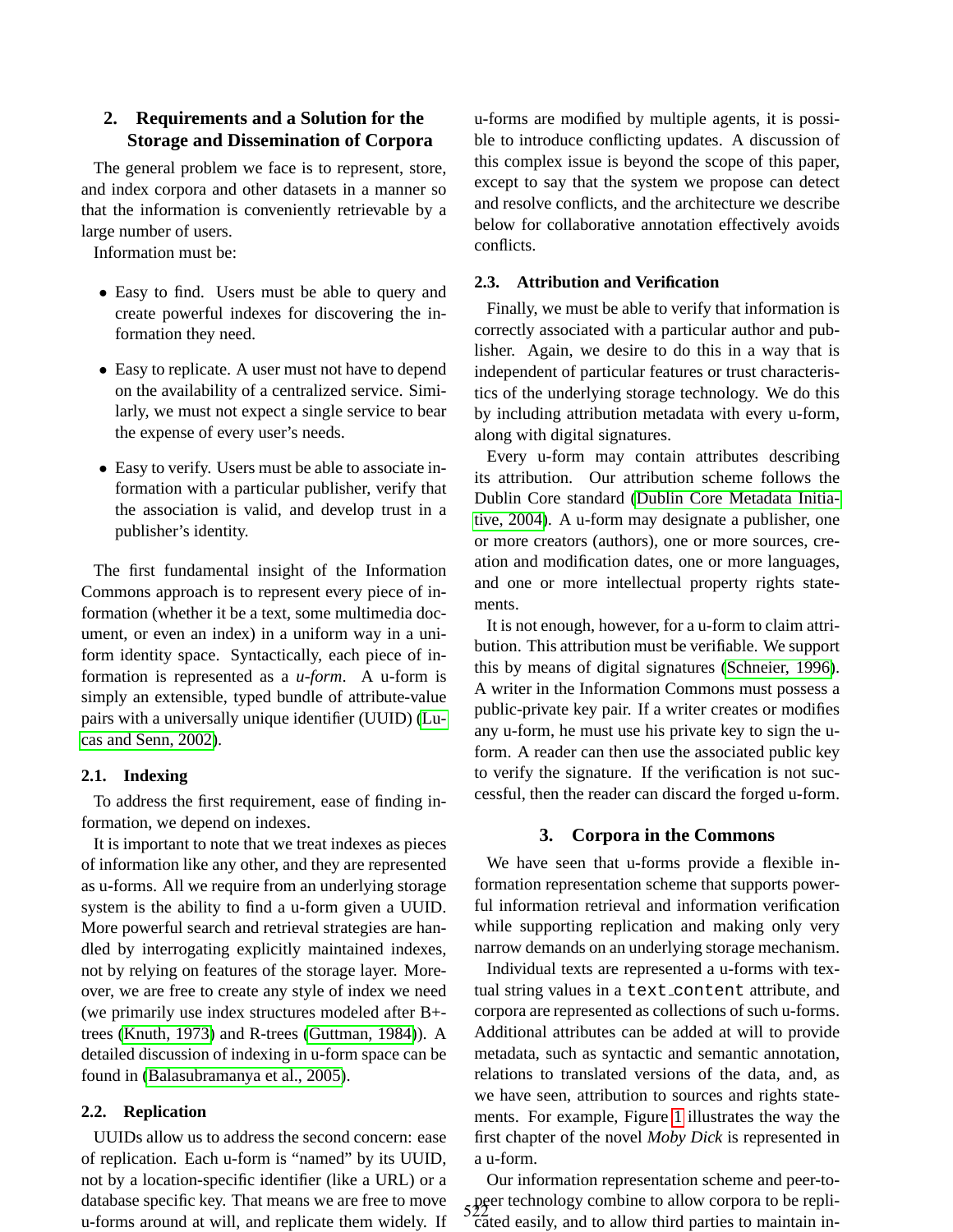## 2. Requirements and a Solution for the Storage and Dissemination of Corpora

The general problem we face is to represent, store, and index corpora and other datasets in a manner so that the information is conveniently retrievable by a large number of users.

Information must be:

- Easy to find. Users must be able to query and create powerful indexes for discovering the information they need.
- Easy to replicate. A user must not have to depend on the availability of a centralized service. Similarly, we must not expect a single service to bear the expense of every user's needs.
- Easy to verify. Users must be able to associate information with a particular publisher, verify that the association is valid, and develop trust in a publisher's identity.

The first fundamental insight of the Information Commons approach is to represent every piece of information (whether it be a text, some multimedia document, or even an index) in a uniform way in a uniform identity space. Syntactically, each piece of information is represented as a *u-form*. A u-form is simply an extensible, typed bundle of attribute-value pairs with a universally unique identifier (UUID) (Lucas and Senn, 2002).

### 2.1. Indexing

To address the first requirement, ease of finding information, we depend on indexes.

It is important to note that we treat indexes as pieces of information like any other, and they are represented as u-forms. All we require from an underlying storage system is the ability to find a u-form given a UUID. More powerful search and retrieval strategies are handled by interrogating explicitly maintained indexes, not by relying on features of the storage layer. Moreover, we are free to create any style of index we need (we primarily use index structures modeled after B+-trees (Knuth, 1973) and R-trees (Guttman, 1984)). A detailed discussion of indexing in u-form space can be found in (Balasubramanya et al., 2005).

### 2.2. Replication

UUIDs allow us to address the second concern: ease of replication. Each u-form is "named" by its UUID, not by a location-specific identifier (like a URL) or a database specific key. That means we are free to move u-forms around at will, and replicate them widely. If u-forms are modified by multiple agents, it is possible to introduce conflicting updates. A discussion of this complex issue is beyond the scope of this paper, except to say that the system we propose can detect and resolve conflicts, and the architecture we describe below for collaborative annotation effectively avoids conflicts.

### 2.3. Attribution and Verification

Finally, we must be able to verify that information is correctly associated with a particular author and publisher. Again, we desire to do this in a way that is independent of particular features or trust characteristics of the underlying storage technology. We do this by including attribution metadata with every u-form, along with digital signatures.

Every u-form may contain attributes describing its attribution. Our attribution scheme follows the Dublin Core standard (Dublin Core Metadata Initiative, 2004). A u-form may designate a publisher, one or more creators (authors), one or more sources, creation and modification dates, one or more languages, and one or more intellectual property rights statements.

It is not enough, however, for a u-form to claim attribution. This attribution must be verifiable. We support this by means of digital signatures (Schneier, 1996). A writer in the Information Commons must possess a public-private key pair. If a writer creates or modifies any u-form, he must use his private key to sign the u-form. A reader can then use the associated public key to verify the signature. If the verification is not successful, then the reader can discard the forged u-form.

## 3. Corpora in the Commons

We have seen that u-forms provide a flexible information representation scheme that supports powerful information retrieval and information verification while supporting replication and making only very narrow demands on an underlying storage mechanism.

Individual texts are represented a u-forms with textual string values in a `text_content` attribute, and corpora are represented as collections of such u-forms. Additional attributes can be added at will to provide metadata, such as syntactic and semantic annotation, relations to translated versions of the data, and, as we have seen, attribution to sources and rights statements. For example, Figure 1 illustrates the way the first chapter of the novel *Moby Dick* is represented in a u-form.

Our information representation scheme and peer-to-peer technology combine to allow corpora to be replicated easily, and to allow third parties to maintain in-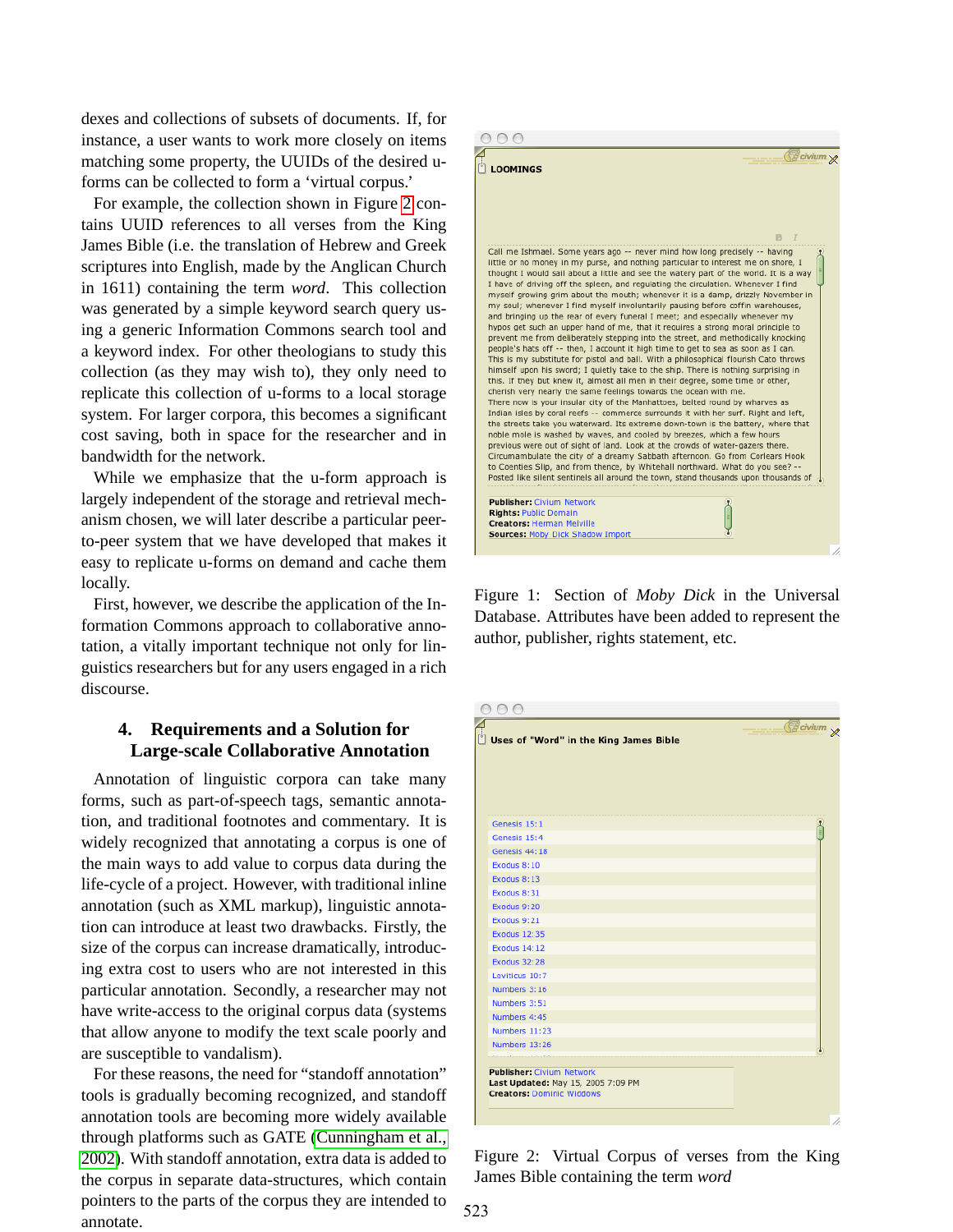dexes and collections of subsets of documents. If, for instance, a user wants to work more closely on items matching some property, the UUIDs of the desired u-forms can be collected to form a 'virtual corpus.'

For example, the collection shown in Figure 2 contains UUID references to all verses from the King James Bible (i.e. the translation of Hebrew and Greek scriptures into English, made by the Anglican Church in 1611) containing the term *word*. This collection was generated by a simple keyword search query using a generic Information Commons search tool and a keyword index. For other theologians to study this collection (as they may wish to), they only need to replicate this collection of u-forms to a local storage system. For larger corpora, this becomes a significant cost saving, both in space for the researcher and in bandwidth for the network.

While we emphasize that the u-form approach is largely independent of the storage and retrieval mechanism chosen, we will later describe a particular peer-to-peer system that we have developed that makes it easy to replicate u-forms on demand and cache them locally.

First, however, we describe the application of the Information Commons approach to collaborative annotation, a vitally important technique not only for linguistics researchers but for any users engaged in a rich discourse.

## 4. Requirements and a Solution for Large-scale Collaborative Annotation

Annotation of linguistic corpora can take many forms, such as part-of-speech tags, semantic annotation, and traditional footnotes and commentary. It is widely recognized that annotating a corpus is one of the main ways to add value to corpus data during the life-cycle of a project. However, with traditional inline annotation (such as XML markup), linguistic annotation can introduce at least two drawbacks. Firstly, the size of the corpus can increase dramatically, introducing extra cost to users who are not interested in this particular annotation. Secondly, a researcher may not have write-access to the original corpus data (systems that allow anyone to modify the text scale poorly and are susceptible to vandalism).

For these reasons, the need for "standoff annotation" tools is gradually becoming recognized, and standoff annotation tools are becoming more widely available through platforms such as GATE (Cunningham et al., 2002). With standoff annotation, extra data is added to the corpus in separate data-structures, which contain pointers to the parts of the corpus they are intended to annotate.

Figure 1: Section of *Moby Dick* in the Universal Database. Attributes have been added to represent the author, publisher, rights statement, etc.

Figure 2: Virtual Corpus of verses from the King James Bible containing the term *word*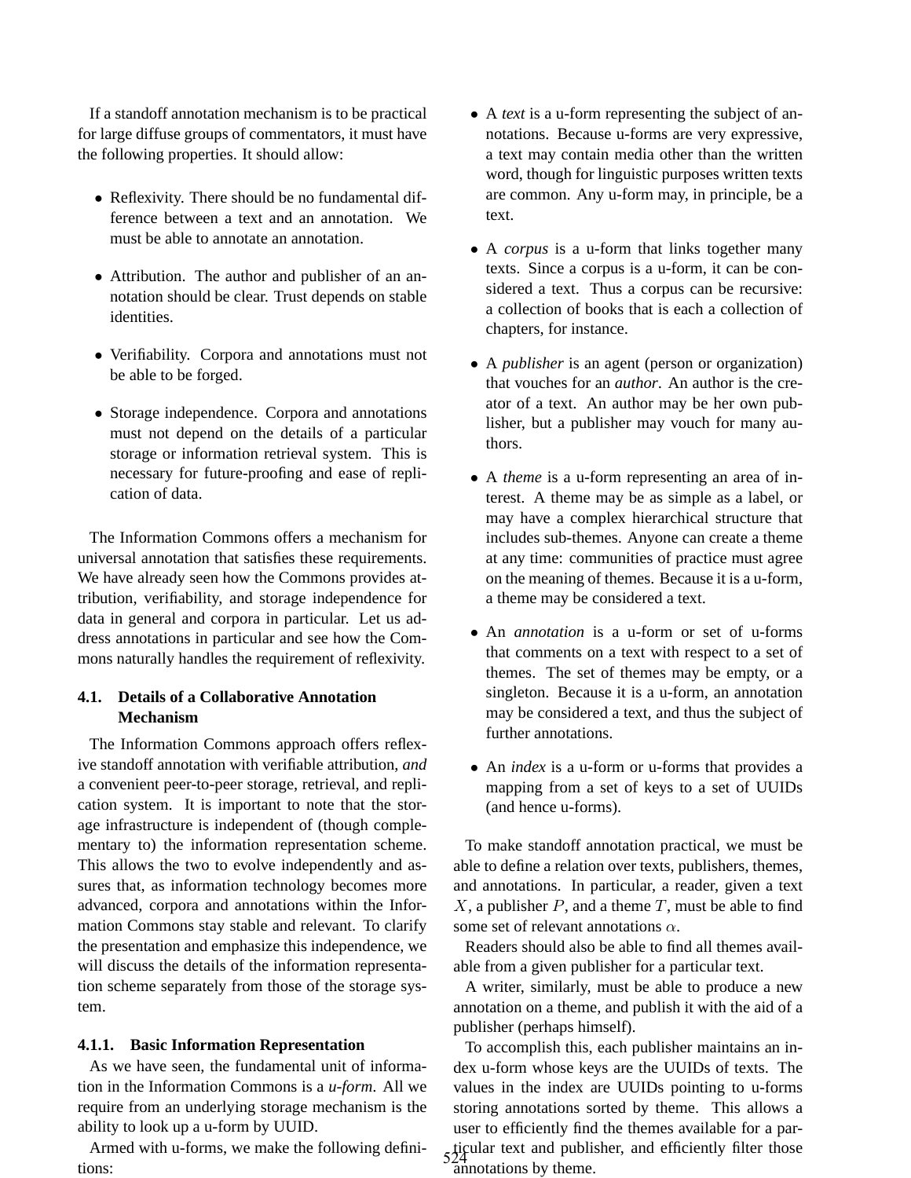If a standoff annotation mechanism is to be practical for large diffuse groups of commentators, it must have the following properties. It should allow:

- Reflexivity. There should be no fundamental difference between a text and an annotation. We must be able to annotate an annotation.
- Attribution. The author and publisher of an annotation should be clear. Trust depends on stable identities.
- Verifiability. Corpora and annotations must not be able to be forged.
- Storage independence. Corpora and annotations must not depend on the details of a particular storage or information retrieval system. This is necessary for future-proofing and ease of replication of data.

The Information Commons offers a mechanism for universal annotation that satisfies these requirements. We have already seen how the Commons provides attribution, verifiability, and storage independence for data in general and corpora in particular. Let us address annotations in particular and see how the Commons naturally handles the requirement of reflexivity.

### 4.1. Details of a Collaborative Annotation Mechanism

The Information Commons approach offers reflexive standoff annotation with verifiable attribution, *and* a convenient peer-to-peer storage, retrieval, and replication system. It is important to note that the storage infrastructure is independent of (though complementary to) the information representation scheme. This allows the two to evolve independently and assures that, as information technology becomes more advanced, corpora and annotations within the Information Commons stay stable and relevant. To clarify the presentation and emphasize this independence, we will discuss the details of the information representation scheme separately from those of the storage system.

#### 4.1.1. Basic Information Representation

As we have seen, the fundamental unit of information in the Information Commons is a *u-form*. All we require from an underlying storage mechanism is the ability to look up a u-form by UUID.

Armed with u-forms, we make the following definitions:

- A *text* is a u-form representing the subject of annotations. Because u-forms are very expressive, a text may contain media other than the written word, though for linguistic purposes written texts are common. Any u-form may, in principle, be a text.
- A *corpus* is a u-form that links together many texts. Since a corpus is a u-form, it can be considered a text. Thus a corpus can be recursive: a collection of books that is each a collection of chapters, for instance.
- A *publisher* is an agent (person or organization) that vouches for an *author*. An author is the creator of a text. An author may be her own publisher, but a publisher may vouch for many authors.
- A *theme* is a u-form representing an area of interest. A theme may be as simple as a label, or may have a complex hierarchical structure that includes sub-themes. Anyone can create a theme at any time: communities of practice must agree on the meaning of themes. Because it is a u-form, a theme may be considered a text.
- An *annotation* is a u-form or set of u-forms that comments on a text with respect to a set of themes. The set of themes may be empty, or a singleton. Because it is a u-form, an annotation may be considered a text, and thus the subject of further annotations.
- An *index* is a u-form or u-forms that provides a mapping from a set of keys to a set of UUIDs (and hence u-forms).

To make standoff annotation practical, we must be able to define a relation over texts, publishers, themes, and annotations. In particular, a reader, given a text $X$, a publisher $P$, and a theme $T$, must be able to find some set of relevant annotations $\alpha$.

Readers should also be able to find all themes available from a given publisher for a particular text.

A writer, similarly, must be able to produce a new annotation on a theme, and publish it with the aid of a publisher (perhaps himself).

To accomplish this, each publisher maintains an index u-form whose keys are the UUIDs of texts. The values in the index are UUIDs pointing to u-forms storing annotations sorted by theme. This allows a user to efficiently find the themes available for a particular text and publisher, and efficiently filter those annotations by theme.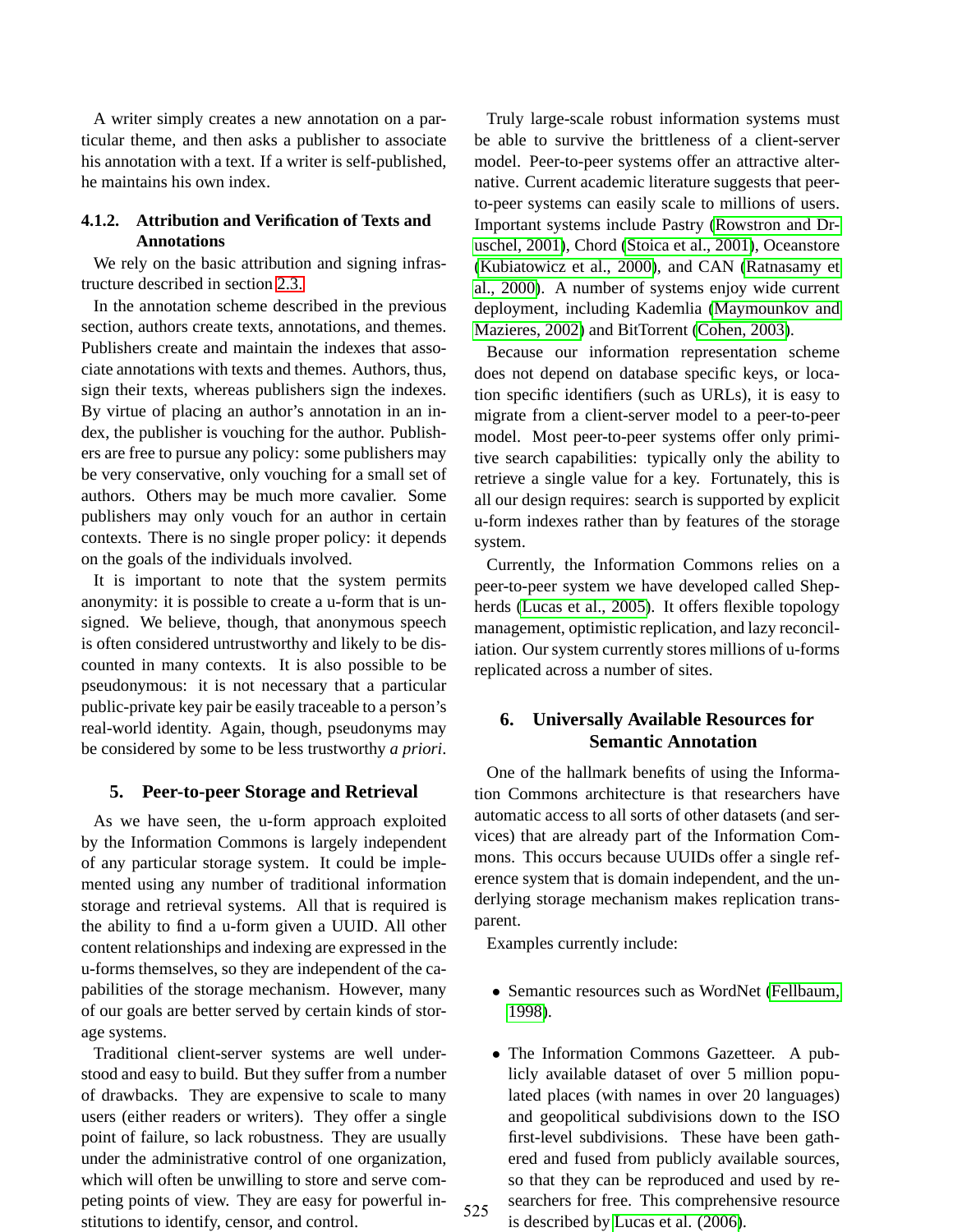A writer simply creates a new annotation on a particular theme, and then asks a publisher to associate his annotation with a text. If a writer is self-published, he maintains his own index.

#### 4.1.2. Attribution and Verification of Texts and Annotations

We rely on the basic attribution and signing infrastructure described in section 2.3.

In the annotation scheme described in the previous section, authors create texts, annotations, and themes. Publishers create and maintain the indexes that associate annotations with texts and themes. Authors, thus, sign their texts, whereas publishers sign the indexes. By virtue of placing an author's annotation in an index, the publisher is vouching for the author. Publishers are free to pursue any policy: some publishers may be very conservative, only vouching for a small set of authors. Others may be much more cavalier. Some publishers may only vouch for an author in certain contexts. There is no single proper policy: it depends on the goals of the individuals involved.

It is important to note that the system permits anonymity: it is possible to create a u-form that is unsigned. We believe, though, that anonymous speech is often considered untrustworthy and likely to be discounted in many contexts. It is also possible to be pseudonymous: it is not necessary that a particular public-private key pair be easily traceable to a person's real-world identity. Again, though, pseudonyms may be considered by some to be less trustworthy *a priori*.

## 5. Peer-to-peer Storage and Retrieval

As we have seen, the u-form approach exploited by the Information Commons is largely independent of any particular storage system. It could be implemented using any number of traditional information storage and retrieval systems. All that is required is the ability to find a u-form given a UUID. All other content relationships and indexing are expressed in the u-forms themselves, so they are independent of the capabilities of the storage mechanism. However, many of our goals are better served by certain kinds of storage systems.

Traditional client-server systems are well understood and easy to build. But they suffer from a number of drawbacks. They are expensive to scale to many users (either readers or writers). They offer a single point of failure, so lack robustness. They are usually under the administrative control of one organization, which will often be unwilling to store and serve competing points of view. They are easy for powerful institutions to identify, censor, and control.

Truly large-scale robust information systems must be able to survive the brittleness of a client-server model. Peer-to-peer systems offer an attractive alternative. Current academic literature suggests that peer-to-peer systems can easily scale to millions of users. Important systems include Pastry (Rowstron and Druschel, 2001), Chord (Stoica et al., 2001), Oceanstore (Kubiatowicz et al., 2000), and CAN (Ratnasamy et al., 2000). A number of systems enjoy wide current deployment, including Kademlia (Maymounkov and Mazieres, 2002) and BitTorrent (Cohen, 2003).

Because our information representation scheme does not depend on database specific keys, or location specific identifiers (such as URLs), it is easy to migrate from a client-server model to a peer-to-peer model. Most peer-to-peer systems offer only primitive search capabilities: typically only the ability to retrieve a single value for a key. Fortunately, this is all our design requires: search is supported by explicit u-form indexes rather than by features of the storage system.

Currently, the Information Commons relies on a peer-to-peer system we have developed called Shepherds (Lucas et al., 2005). It offers flexible topology management, optimistic replication, and lazy reconciliation. Our system currently stores millions of u-forms replicated across a number of sites.

## 6. Universally Available Resources for Semantic Annotation

One of the hallmark benefits of using the Information Commons architecture is that researchers have automatic access to all sorts of other datasets (and services) that are already part of the Information Commons. This occurs because UUIDs offer a single reference system that is domain independent, and the underlying storage mechanism makes replication transparent.

Examples currently include:

- Semantic resources such as WordNet (Fellbaum, 1998).
- The Information Commons Gazetteer. A publicly available dataset of over 5 million populated places (with names in over 20 languages) and geopolitical subdivisions down to the ISO first-level subdivisions. These have been gathered and fused from publicly available sources, so that they can be reproduced and used by researchers for free. This comprehensive resource is described by Lucas et al. (2006).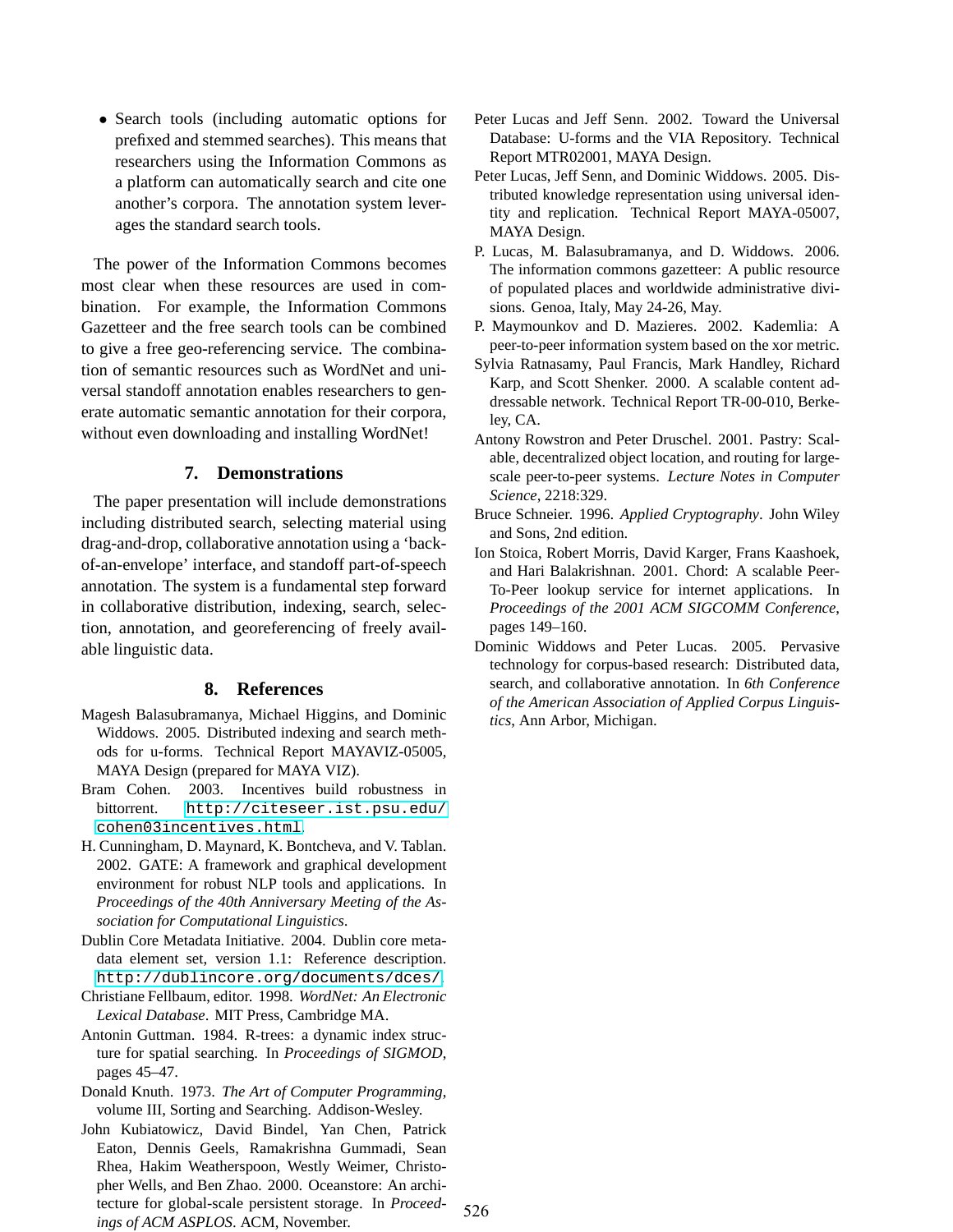- Search tools (including automatic options for prefixed and stemmed searches). This means that researchers using the Information Commons as a platform can automatically search and cite one another's corpora. The annotation system leverages the standard search tools.

The power of the Information Commons becomes most clear when these resources are used in combination. For example, the Information Commons Gazetteer and the free search tools can be combined to give a free geo-referencing service. The combination of semantic resources such as WordNet and universal standoff annotation enables researchers to generate automatic semantic annotation for their corpora, without even downloading and installing WordNet!

## 7. Demonstrations

The paper presentation will include demonstrations including distributed search, selecting material using drag-and-drop, collaborative annotation using a 'back-of-an-envelope' interface, and standoff part-of-speech annotation. The system is a fundamental step forward in collaborative distribution, indexing, search, selection, annotation, and georeferencing of freely available linguistic data.

## 8. References

Magesh Balasubramanya, Michael Higgins, and Dominic Widdows. 2005. Distributed indexing and search methods for u-forms. Technical Report MAYAVIZ-05005, MAYA Design (prepared for MAYA VIZ).

Bram Cohen. 2003. Incentives build robustness in bittorrent. `http://citeseer.ist.psu.edu/cohen03incentives.html`.

H. Cunningham, D. Maynard, K. Bontcheva, and V. Tablan. 2002. GATE: A framework and graphical development environment for robust NLP tools and applications. In *Proceedings of the 40th Anniversary Meeting of the Association for Computational Linguistics*.

Dublin Core Metadata Initiative. 2004. Dublin core metadata element set, version 1.1: Reference description. `http://dublincore.org/documents/dces/`.

Christiane Fellbaum, editor. 1998. *WordNet: An Electronic Lexical Database*. MIT Press, Cambridge MA.

Antonin Guttman. 1984. R-trees: a dynamic index structure for spatial searching. In *Proceedings of SIGMOD*, pages 45–47.

Donald Knuth. 1973. *The Art of Computer Programming*, volume III, Sorting and Searching. Addison-Wesley.

John Kubiatowicz, David Bindel, Yan Chen, Patrick Eaton, Dennis Geels, Ramakrishna Gummadi, Sean Rhea, Hakim Weatherspoon, Westly Weimer, Christopher Wells, and Ben Zhao. 2000. Oceanstore: An architecture for global-scale persistent storage. In *Proceedings of ACM ASPLOS*. ACM, November.

Peter Lucas and Jeff Senn. 2002. Toward the Universal Database: U-forms and the VIA Repository. Technical Report MTR02001, MAYA Design.

Peter Lucas, Jeff Senn, and Dominic Widdows. 2005. Distributed knowledge representation using universal identity and replication. Technical Report MAYA-05007, MAYA Design.

P. Lucas, M. Balasubramanya, and D. Widdows. 2006. The information commons gazetteer: A public resource of populated places and worldwide administrative divisions. Genoa, Italy, May 24-26, May.

P. Maymounkov and D. Mazieres. 2002. Kademlia: A peer-to-peer information system based on the xor metric.

Sylvia Ratnasamy, Paul Francis, Mark Handley, Richard Karp, and Scott Shenker. 2000. A scalable content addressable network. Technical Report TR-00-010, Berkeley, CA.

Antony Rowstron and Peter Druschel. 2001. Pastry: Scalable, decentralized object location, and routing for large-scale peer-to-peer systems. *Lecture Notes in Computer Science*, 2218:329.

Bruce Schneier. 1996. *Applied Cryptography*. John Wiley and Sons, 2nd edition.

Ion Stoica, Robert Morris, David Karger, Frans Kaashoek, and Hari Balakrishnan. 2001. Chord: A scalable Peer-To-Peer lookup service for internet applications. In *Proceedings of the 2001 ACM SIGCOMM Conference*, pages 149–160.

Dominic Widdows and Peter Lucas. 2005. Pervasive technology for corpus-based research: Distributed data, search, and collaborative annotation. In *6th Conference of the American Association of Applied Corpus Linguistics*, Ann Arbor, Michigan.